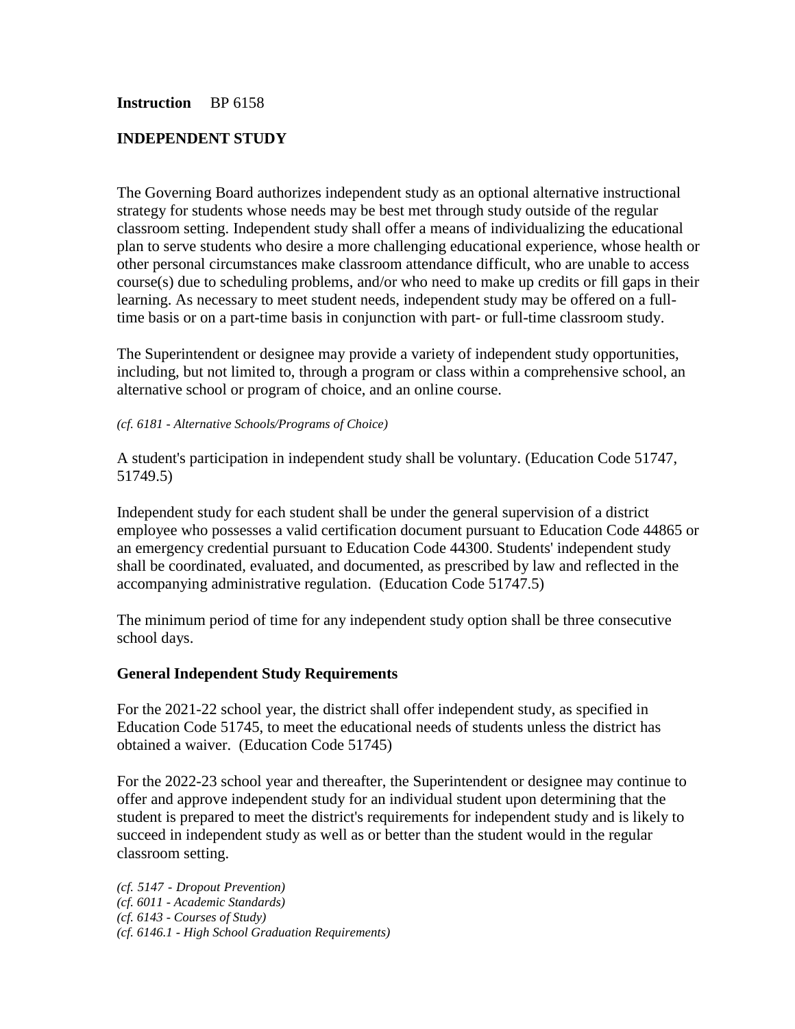**Instruction** BP 6158

## INDEPENDENT STUDY

The Governing Board authorizes independent study as an optional alternative instructional strategy for students whose needs may be best met through study outside of the regular classroom setting. Independent study shall offer a means of individualizing the educational plan to serve students who desire a more challenging educational experience, whose health or other personal circumstances make classroom attendance difficult, who are unable to access course(s) due to scheduling problems, and/or who need to make up credits or fill gaps in their learning. As necessary to meet student needs, independent study may be offered on a full-time basis or on a part-time basis in conjunction with part- or full-time classroom study.

The Superintendent or designee may provide a variety of independent study opportunities, including, but not limited to, through a program or class within a comprehensive school, an alternative school or program of choice, and an online course.

*(cf. 6181 - Alternative Schools/Programs of Choice)*

A student's participation in independent study shall be voluntary. (Education Code 51747, 51749.5)

Independent study for each student shall be under the general supervision of a district employee who possesses a valid certification document pursuant to Education Code 44865 or an emergency credential pursuant to Education Code 44300. Students' independent study shall be coordinated, evaluated, and documented, as prescribed by law and reflected in the accompanying administrative regulation. (Education Code 51747.5)

The minimum period of time for any independent study option shall be three consecutive school days.

### General Independent Study Requirements

For the 2021-22 school year, the district shall offer independent study, as specified in Education Code 51745, to meet the educational needs of students unless the district has obtained a waiver. (Education Code 51745)

For the 2022-23 school year and thereafter, the Superintendent or designee may continue to offer and approve independent study for an individual student upon determining that the student is prepared to meet the district's requirements for independent study and is likely to succeed in independent study as well as or better than the student would in the regular classroom setting.

*(cf. 5147 - Dropout Prevention)*
*(cf. 6011 - Academic Standards)*
*(cf. 6143 - Courses of Study)*
*(cf. 6146.1 - High School Graduation Requirements)*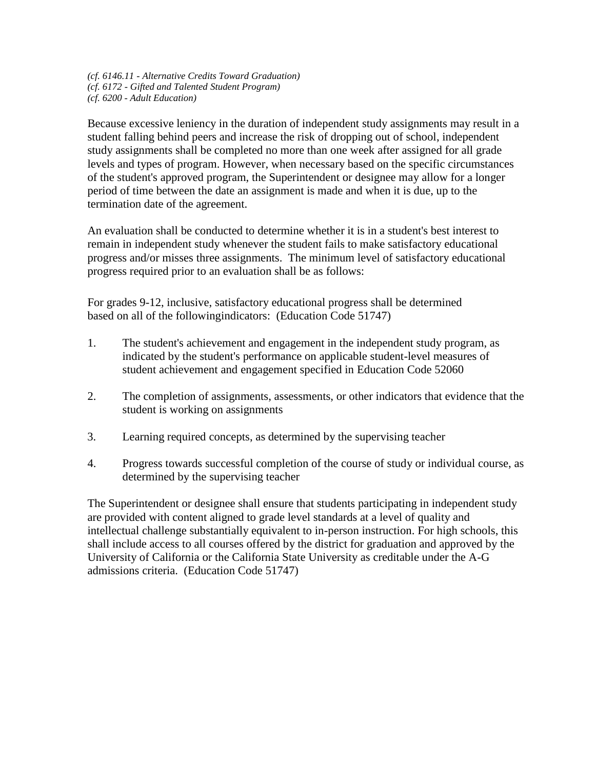*(cf. 6146.11 - Alternative Credits Toward Graduation)*
*(cf. 6172 - Gifted and Talented Student Program)*
*(cf. 6200 - Adult Education)*

Because excessive leniency in the duration of independent study assignments may result in a student falling behind peers and increase the risk of dropping out of school, independent study assignments shall be completed no more than one week after assigned for all grade levels and types of program. However, when necessary based on the specific circumstances of the student's approved program, the Superintendent or designee may allow for a longer period of time between the date an assignment is made and when it is due, up to the termination date of the agreement.

An evaluation shall be conducted to determine whether it is in a student's best interest to remain in independent study whenever the student fails to make satisfactory educational progress and/or misses three assignments. The minimum level of satisfactory educational progress required prior to an evaluation shall be as follows:

For grades 9-12, inclusive, satisfactory educational progress shall be determined based on all of the followingindicators: (Education Code 51747)

1. The student's achievement and engagement in the independent study program, as indicated by the student's performance on applicable student-level measures of student achievement and engagement specified in Education Code 52060

2. The completion of assignments, assessments, or other indicators that evidence that the student is working on assignments

3. Learning required concepts, as determined by the supervising teacher

4. Progress towards successful completion of the course of study or individual course, as determined by the supervising teacher

The Superintendent or designee shall ensure that students participating in independent study are provided with content aligned to grade level standards at a level of quality and intellectual challenge substantially equivalent to in-person instruction. For high schools, this shall include access to all courses offered by the district for graduation and approved by the University of California or the California State University as creditable under the A-G admissions criteria. (Education Code 51747)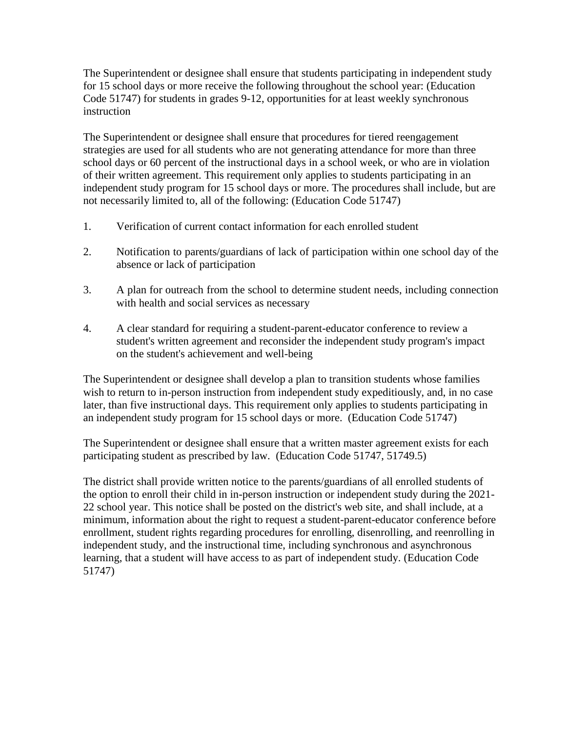The Superintendent or designee shall ensure that students participating in independent study for 15 school days or more receive the following throughout the school year: (Education Code 51747) for students in grades 9-12, opportunities for at least weekly synchronous instruction

The Superintendent or designee shall ensure that procedures for tiered reengagement strategies are used for all students who are not generating attendance for more than three school days or 60 percent of the instructional days in a school week, or who are in violation of their written agreement. This requirement only applies to students participating in an independent study program for 15 school days or more. The procedures shall include, but are not necessarily limited to, all of the following: (Education Code 51747)

1. Verification of current contact information for each enrolled student
2. Notification to parents/guardians of lack of participation within one school day of the absence or lack of participation
3. A plan for outreach from the school to determine student needs, including connection with health and social services as necessary
4. A clear standard for requiring a student-parent-educator conference to review a student's written agreement and reconsider the independent study program's impact on the student's achievement and well-being

The Superintendent or designee shall develop a plan to transition students whose families wish to return to in-person instruction from independent study expeditiously, and, in no case later, than five instructional days. This requirement only applies to students participating in an independent study program for 15 school days or more. (Education Code 51747)

The Superintendent or designee shall ensure that a written master agreement exists for each participating student as prescribed by law. (Education Code 51747, 51749.5)

The district shall provide written notice to the parents/guardians of all enrolled students of the option to enroll their child in in-person instruction or independent study during the 2021-22 school year. This notice shall be posted on the district's web site, and shall include, at a minimum, information about the right to request a student-parent-educator conference before enrollment, student rights regarding procedures for enrolling, disenrolling, and reenrolling in independent study, and the instructional time, including synchronous and asynchronous learning, that a student will have access to as part of independent study. (Education Code 51747)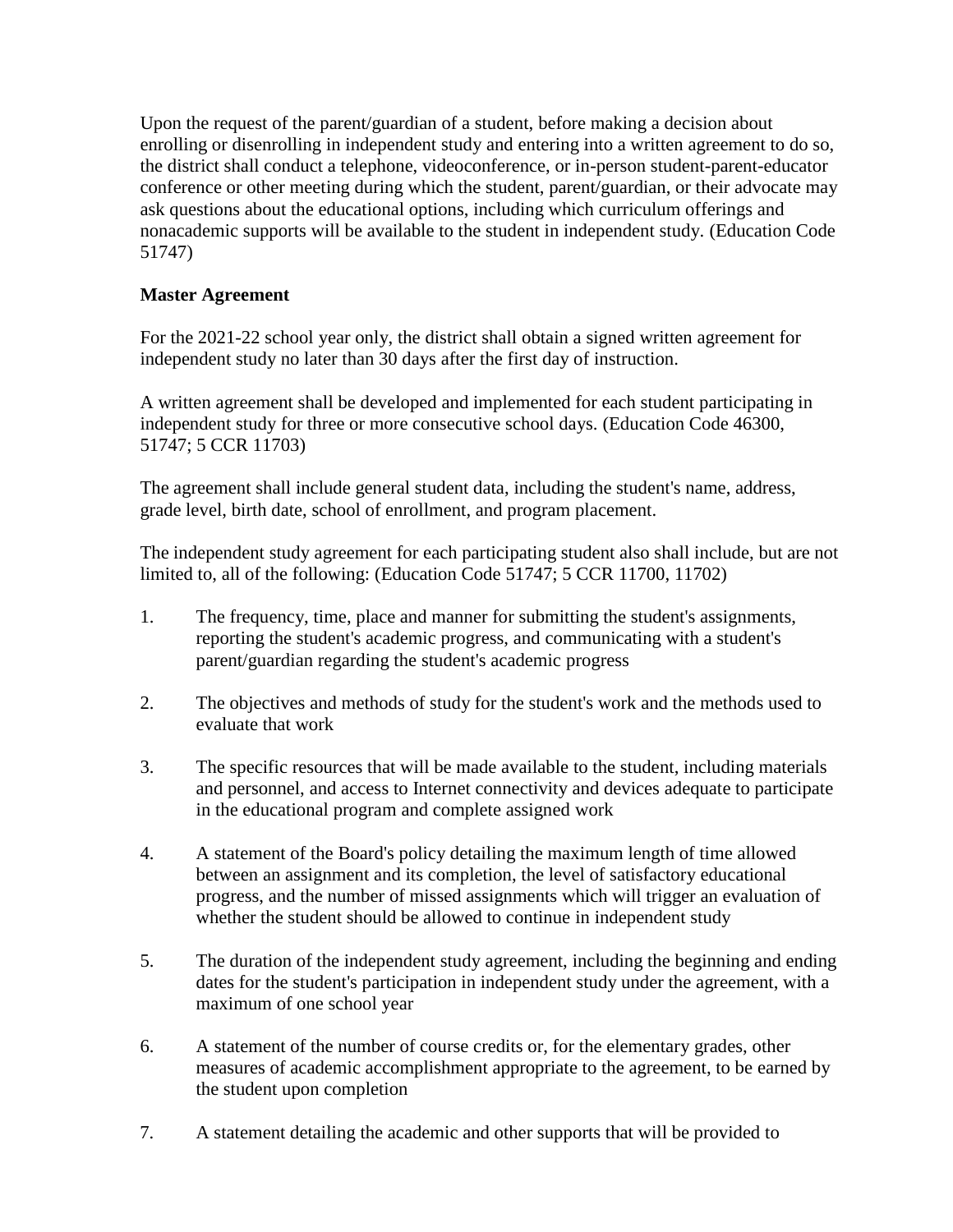Upon the request of the parent/guardian of a student, before making a decision about enrolling or disenrolling in independent study and entering into a written agreement to do so, the district shall conduct a telephone, videoconference, or in-person student-parent-educator conference or other meeting during which the student, parent/guardian, or their advocate may ask questions about the educational options, including which curriculum offerings and nonacademic supports will be available to the student in independent study. (Education Code 51747)

**Master Agreement**

For the 2021-22 school year only, the district shall obtain a signed written agreement for independent study no later than 30 days after the first day of instruction.

A written agreement shall be developed and implemented for each student participating in independent study for three or more consecutive school days. (Education Code 46300, 51747; 5 CCR 11703)

The agreement shall include general student data, including the student's name, address, grade level, birth date, school of enrollment, and program placement.

The independent study agreement for each participating student also shall include, but are not limited to, all of the following: (Education Code 51747; 5 CCR 11700, 11702)

1. The frequency, time, place and manner for submitting the student's assignments, reporting the student's academic progress, and communicating with a student's parent/guardian regarding the student's academic progress

2. The objectives and methods of study for the student's work and the methods used to evaluate that work

3. The specific resources that will be made available to the student, including materials and personnel, and access to Internet connectivity and devices adequate to participate in the educational program and complete assigned work

4. A statement of the Board's policy detailing the maximum length of time allowed between an assignment and its completion, the level of satisfactory educational progress, and the number of missed assignments which will trigger an evaluation of whether the student should be allowed to continue in independent study

5. The duration of the independent study agreement, including the beginning and ending dates for the student's participation in independent study under the agreement, with a maximum of one school year

6. A statement of the number of course credits or, for the elementary grades, other measures of academic accomplishment appropriate to the agreement, to be earned by the student upon completion

7. A statement detailing the academic and other supports that will be provided to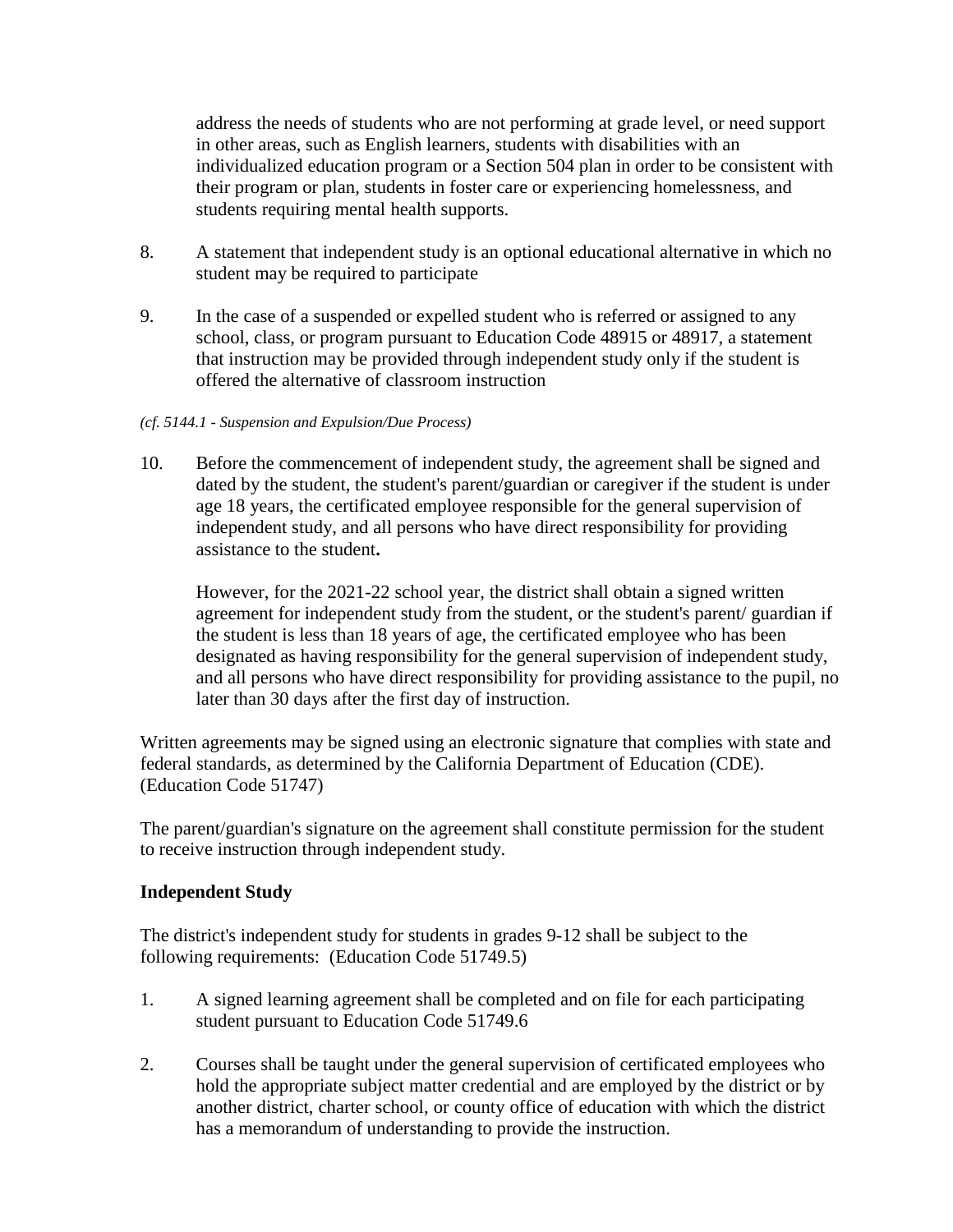address the needs of students who are not performing at grade level, or need support in other areas, such as English learners, students with disabilities with an individualized education program or a Section 504 plan in order to be consistent with their program or plan, students in foster care or experiencing homelessness, and students requiring mental health supports.

8. A statement that independent study is an optional educational alternative in which no student may be required to participate

9. In the case of a suspended or expelled student who is referred or assigned to any school, class, or program pursuant to Education Code 48915 or 48917, a statement that instruction may be provided through independent study only if the student is offered the alternative of classroom instruction

*(cf. 5144.1 - Suspension and Expulsion/Due Process)*

10. Before the commencement of independent study, the agreement shall be signed and dated by the student, the student's parent/guardian or caregiver if the student is under age 18 years, the certificated employee responsible for the general supervision of independent study, and all persons who have direct responsibility for providing assistance to the student**.**

    However, for the 2021-22 school year, the district shall obtain a signed written agreement for independent study from the student, or the student's parent/ guardian if the student is less than 18 years of age, the certificated employee who has been designated as having responsibility for the general supervision of independent study, and all persons who have direct responsibility for providing assistance to the pupil, no later than 30 days after the first day of instruction.

Written agreements may be signed using an electronic signature that complies with state and federal standards, as determined by the California Department of Education (CDE). (Education Code 51747)

The parent/guardian's signature on the agreement shall constitute permission for the student to receive instruction through independent study.

**Independent Study**

The district's independent study for students in grades 9-12 shall be subject to the following requirements: (Education Code 51749.5)

1. A signed learning agreement shall be completed and on file for each participating student pursuant to Education Code 51749.6

2. Courses shall be taught under the general supervision of certificated employees who hold the appropriate subject matter credential and are employed by the district or by another district, charter school, or county office of education with which the district has a memorandum of understanding to provide the instruction.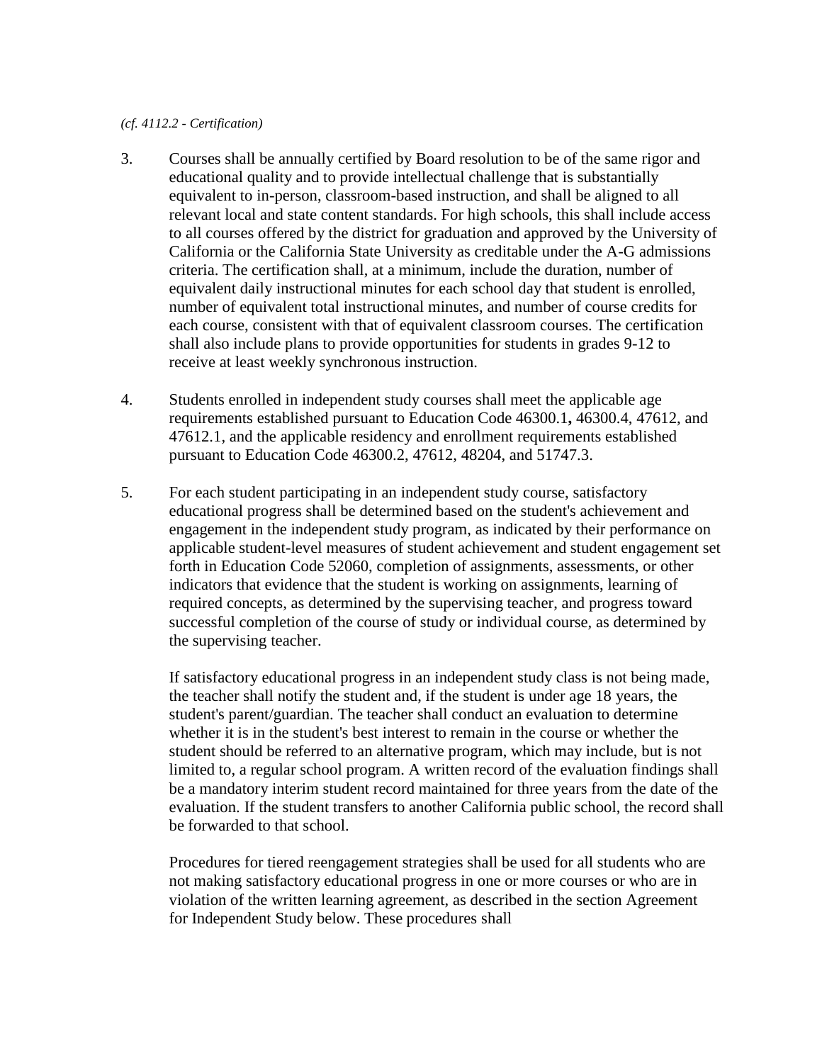*(cf. 4112.2 - Certification)*

3. Courses shall be annually certified by Board resolution to be of the same rigor and educational quality and to provide intellectual challenge that is substantially equivalent to in-person, classroom-based instruction, and shall be aligned to all relevant local and state content standards. For high schools, this shall include access to all courses offered by the district for graduation and approved by the University of California or the California State University as creditable under the A-G admissions criteria. The certification shall, at a minimum, include the duration, number of equivalent daily instructional minutes for each school day that student is enrolled, number of equivalent total instructional minutes, and number of course credits for each course, consistent with that of equivalent classroom courses. The certification shall also include plans to provide opportunities for students in grades 9-12 to receive at least weekly synchronous instruction.

4. Students enrolled in independent study courses shall meet the applicable age requirements established pursuant to Education Code 46300.1**,** 46300.4, 47612, and 47612.1, and the applicable residency and enrollment requirements established pursuant to Education Code 46300.2, 47612, 48204, and 51747.3.

5. For each student participating in an independent study course, satisfactory educational progress shall be determined based on the student's achievement and engagement in the independent study program, as indicated by their performance on applicable student-level measures of student achievement and student engagement set forth in Education Code 52060, completion of assignments, assessments, or other indicators that evidence that the student is working on assignments, learning of required concepts, as determined by the supervising teacher, and progress toward successful completion of the course of study or individual course, as determined by the supervising teacher.

   If satisfactory educational progress in an independent study class is not being made, the teacher shall notify the student and, if the student is under age 18 years, the student's parent/guardian. The teacher shall conduct an evaluation to determine whether it is in the student's best interest to remain in the course or whether the student should be referred to an alternative program, which may include, but is not limited to, a regular school program. A written record of the evaluation findings shall be a mandatory interim student record maintained for three years from the date of the evaluation. If the student transfers to another California public school, the record shall be forwarded to that school.

   Procedures for tiered reengagement strategies shall be used for all students who are not making satisfactory educational progress in one or more courses or who are in violation of the written learning agreement, as described in the section Agreement for Independent Study below. These procedures shall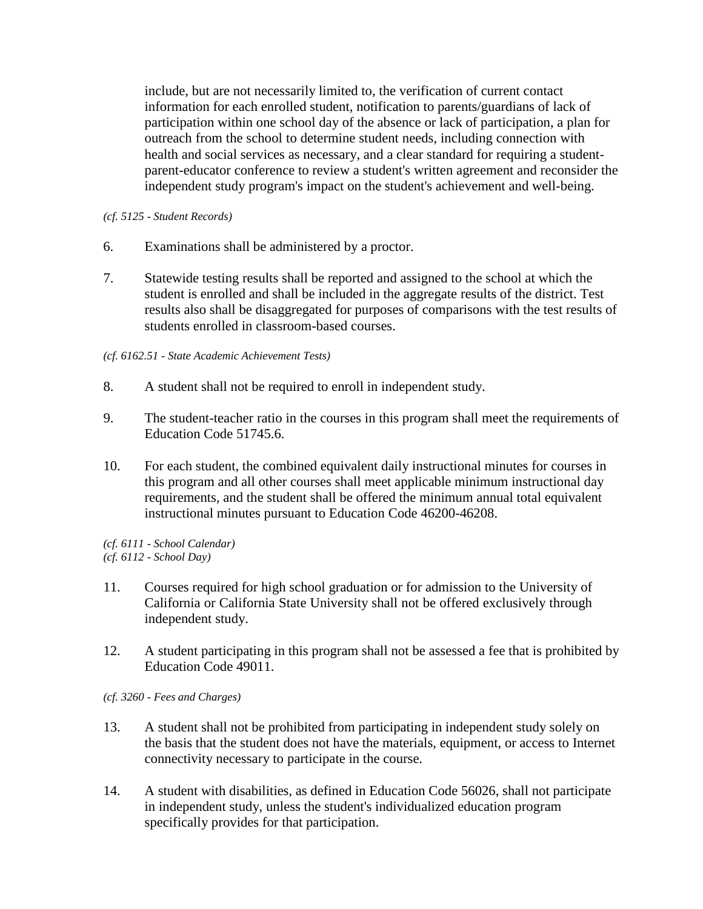include, but are not necessarily limited to, the verification of current contact information for each enrolled student, notification to parents/guardians of lack of participation within one school day of the absence or lack of participation, a plan for outreach from the school to determine student needs, including connection with health and social services as necessary, and a clear standard for requiring a student-parent-educator conference to review a student's written agreement and reconsider the independent study program's impact on the student's achievement and well-being.

*(cf. 5125 - Student Records)*

6. Examinations shall be administered by a proctor.

7. Statewide testing results shall be reported and assigned to the school at which the student is enrolled and shall be included in the aggregate results of the district. Test results also shall be disaggregated for purposes of comparisons with the test results of students enrolled in classroom-based courses.

*(cf. 6162.51 - State Academic Achievement Tests)*

8. A student shall not be required to enroll in independent study.

9. The student-teacher ratio in the courses in this program shall meet the requirements of Education Code 51745.6.

10. For each student, the combined equivalent daily instructional minutes for courses in this program and all other courses shall meet applicable minimum instructional day requirements, and the student shall be offered the minimum annual total equivalent instructional minutes pursuant to Education Code 46200-46208.

*(cf. 6111 - School Calendar)*
*(cf. 6112 - School Day)*

11. Courses required for high school graduation or for admission to the University of California or California State University shall not be offered exclusively through independent study.

12. A student participating in this program shall not be assessed a fee that is prohibited by Education Code 49011.

*(cf. 3260 - Fees and Charges)*

13. A student shall not be prohibited from participating in independent study solely on the basis that the student does not have the materials, equipment, or access to Internet connectivity necessary to participate in the course.

14. A student with disabilities, as defined in Education Code 56026, shall not participate in independent study, unless the student's individualized education program specifically provides for that participation.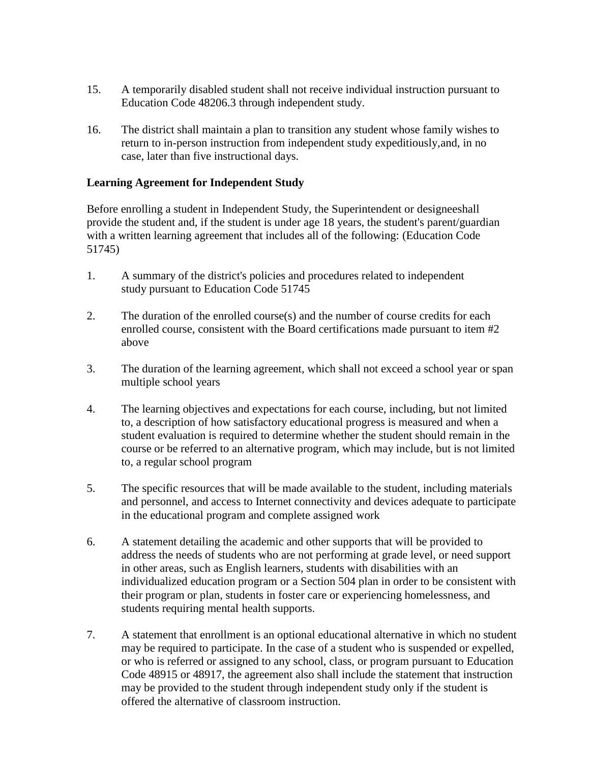15. A temporarily disabled student shall not receive individual instruction pursuant to Education Code 48206.3 through independent study.

16. The district shall maintain a plan to transition any student whose family wishes to return to in-person instruction from independent study expeditiously,and, in no case, later than five instructional days.

**Learning Agreement for Independent Study**

Before enrolling a student in Independent Study, the Superintendent or designeeshall provide the student and, if the student is under age 18 years, the student's parent/guardian with a written learning agreement that includes all of the following: (Education Code 51745)

1. A summary of the district's policies and procedures related to independent study pursuant to Education Code 51745

2. The duration of the enrolled course(s) and the number of course credits for each enrolled course, consistent with the Board certifications made pursuant to item #2 above

3. The duration of the learning agreement, which shall not exceed a school year or span multiple school years

4. The learning objectives and expectations for each course, including, but not limited to, a description of how satisfactory educational progress is measured and when a student evaluation is required to determine whether the student should remain in the course or be referred to an alternative program, which may include, but is not limited to, a regular school program

5. The specific resources that will be made available to the student, including materials and personnel, and access to Internet connectivity and devices adequate to participate in the educational program and complete assigned work

6. A statement detailing the academic and other supports that will be provided to address the needs of students who are not performing at grade level, or need support in other areas, such as English learners, students with disabilities with an individualized education program or a Section 504 plan in order to be consistent with their program or plan, students in foster care or experiencing homelessness, and students requiring mental health supports.

7. A statement that enrollment is an optional educational alternative in which no student may be required to participate. In the case of a student who is suspended or expelled, or who is referred or assigned to any school, class, or program pursuant to Education Code 48915 or 48917, the agreement also shall include the statement that instruction may be provided to the student through independent study only if the student is offered the alternative of classroom instruction.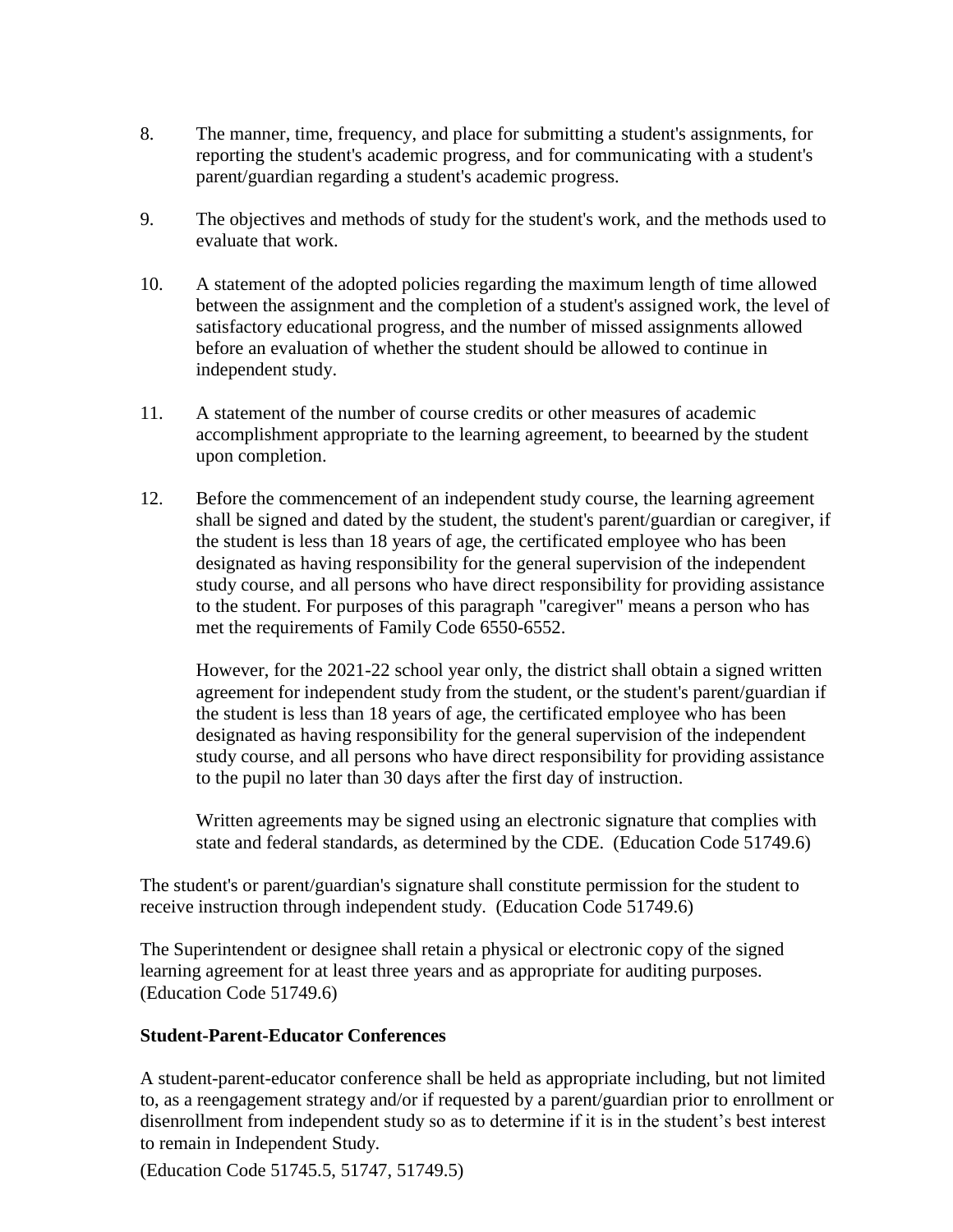8. The manner, time, frequency, and place for submitting a student's assignments, for reporting the student's academic progress, and for communicating with a student's parent/guardian regarding a student's academic progress.

9. The objectives and methods of study for the student's work, and the methods used to evaluate that work.

10. A statement of the adopted policies regarding the maximum length of time allowed between the assignment and the completion of a student's assigned work, the level of satisfactory educational progress, and the number of missed assignments allowed before an evaluation of whether the student should be allowed to continue in independent study.

11. A statement of the number of course credits or other measures of academic accomplishment appropriate to the learning agreement, to beearned by the student upon completion.

12. Before the commencement of an independent study course, the learning agreement shall be signed and dated by the student, the student's parent/guardian or caregiver, if the student is less than 18 years of age, the certificated employee who has been designated as having responsibility for the general supervision of the independent study course, and all persons who have direct responsibility for providing assistance to the student. For purposes of this paragraph "caregiver" means a person who has met the requirements of Family Code 6550-6552.

    However, for the 2021-22 school year only, the district shall obtain a signed written agreement for independent study from the student, or the student's parent/guardian if the student is less than 18 years of age, the certificated employee who has been designated as having responsibility for the general supervision of the independent study course, and all persons who have direct responsibility for providing assistance to the pupil no later than 30 days after the first day of instruction.

    Written agreements may be signed using an electronic signature that complies with state and federal standards, as determined by the CDE. (Education Code 51749.6)

The student's or parent/guardian's signature shall constitute permission for the student to receive instruction through independent study. (Education Code 51749.6)

The Superintendent or designee shall retain a physical or electronic copy of the signed learning agreement for at least three years and as appropriate for auditing purposes. (Education Code 51749.6)

**Student-Parent-Educator Conferences**

A student-parent-educator conference shall be held as appropriate including, but not limited to, as a reengagement strategy and/or if requested by a parent/guardian prior to enrollment or disenrollment from independent study so as to determine if it is in the student's best interest to remain in Independent Study.

(Education Code 51745.5, 51747, 51749.5)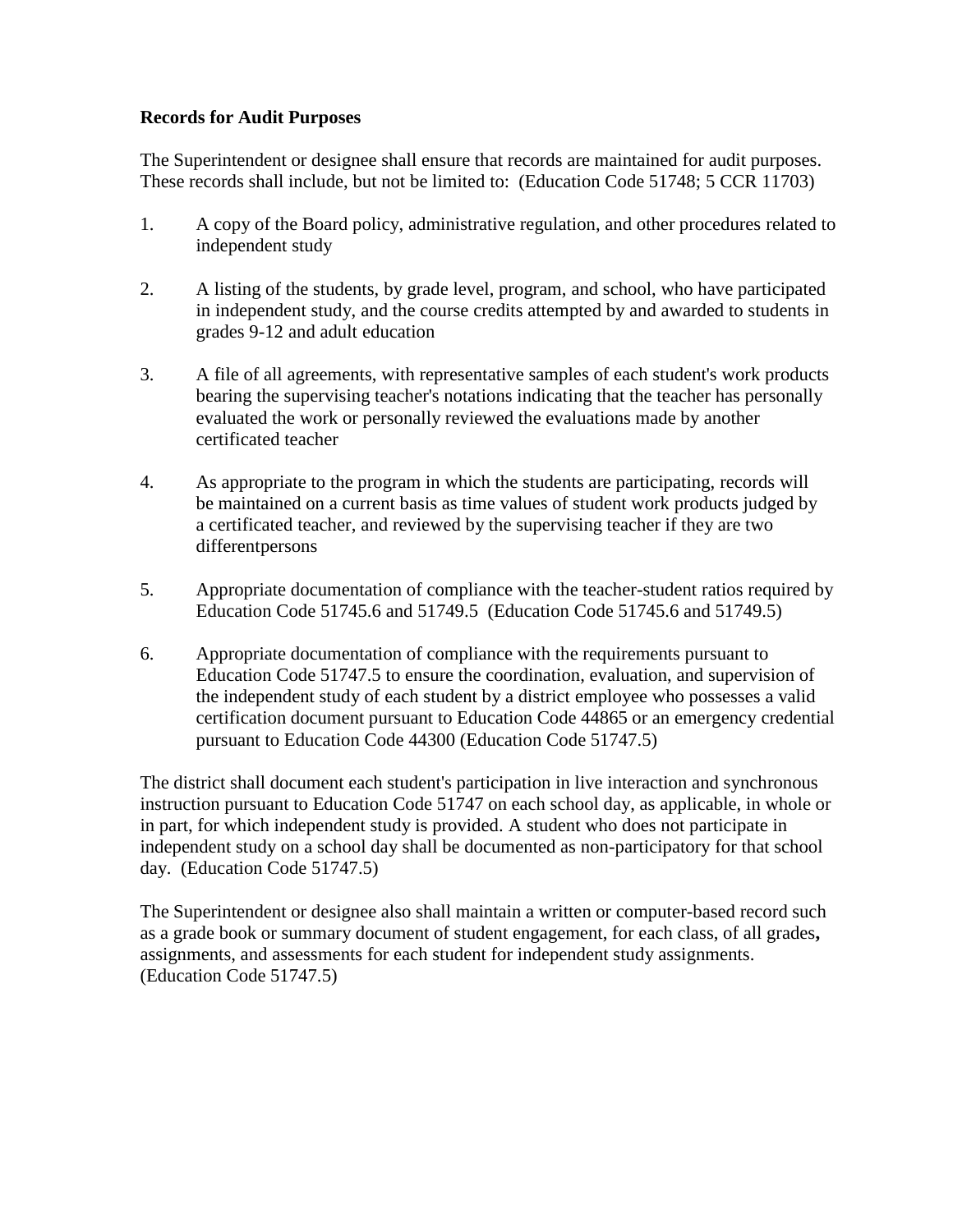**Records for Audit Purposes**

The Superintendent or designee shall ensure that records are maintained for audit purposes. These records shall include, but not be limited to: (Education Code 51748; 5 CCR 11703)

1. A copy of the Board policy, administrative regulation, and other procedures related to independent study

2. A listing of the students, by grade level, program, and school, who have participated in independent study, and the course credits attempted by and awarded to students in grades 9-12 and adult education

3. A file of all agreements, with representative samples of each student's work products bearing the supervising teacher's notations indicating that the teacher has personally evaluated the work or personally reviewed the evaluations made by another certificated teacher

4. As appropriate to the program in which the students are participating, records will be maintained on a current basis as time values of student work products judged by a certificated teacher, and reviewed by the supervising teacher if they are two differentpersons

5. Appropriate documentation of compliance with the teacher-student ratios required by Education Code 51745.6 and 51749.5 (Education Code 51745.6 and 51749.5)

6. Appropriate documentation of compliance with the requirements pursuant to Education Code 51747.5 to ensure the coordination, evaluation, and supervision of the independent study of each student by a district employee who possesses a valid certification document pursuant to Education Code 44865 or an emergency credential pursuant to Education Code 44300 (Education Code 51747.5)

The district shall document each student's participation in live interaction and synchronous instruction pursuant to Education Code 51747 on each school day, as applicable, in whole or in part, for which independent study is provided. A student who does not participate in independent study on a school day shall be documented as non-participatory for that school day. (Education Code 51747.5)

The Superintendent or designee also shall maintain a written or computer-based record such as a grade book or summary document of student engagement, for each class, of all grades**,** assignments, and assessments for each student for independent study assignments. (Education Code 51747.5)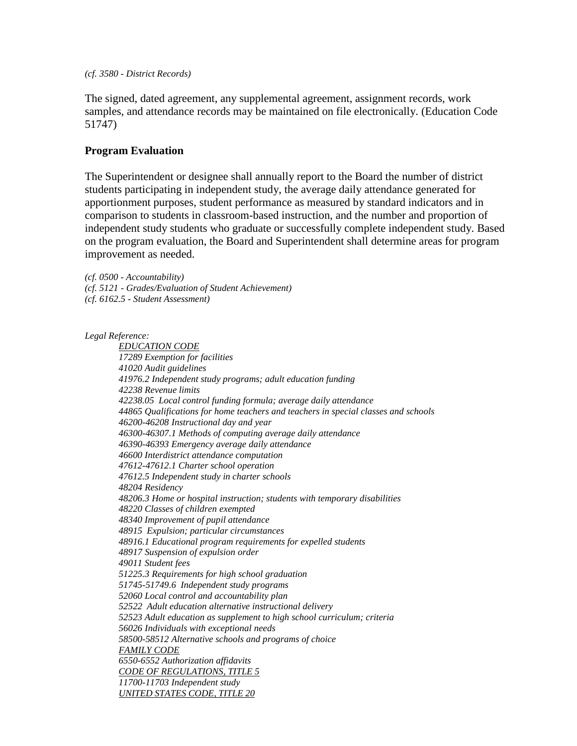*(cf. 3580 - District Records)*

The signed, dated agreement, any supplemental agreement, assignment records, work samples, and attendance records may be maintained on file electronically. (Education Code 51747)

**Program Evaluation**

The Superintendent or designee shall annually report to the Board the number of district students participating in independent study, the average daily attendance generated for apportionment purposes, student performance as measured by standard indicators and in comparison to students in classroom-based instruction, and the number and proportion of independent study students who graduate or successfully complete independent study. Based on the program evaluation, the Board and Superintendent shall determine areas for program improvement as needed.

*(cf. 0500 - Accountability)*
*(cf. 5121 - Grades/Evaluation of Student Achievement)*
*(cf. 6162.5 - Student Assessment)*

*Legal Reference:*

*EDUCATION CODE*
*17289 Exemption for facilities*
*41020 Audit guidelines*
*41976.2 Independent study programs; adult education funding*
*42238 Revenue limits*
*42238.05 Local control funding formula; average daily attendance*
*44865 Qualifications for home teachers and teachers in special classes and schools*
*46200-46208 Instructional day and year*
*46300-46307.1 Methods of computing average daily attendance*
*46390-46393 Emergency average daily attendance*
*46600 Interdistrict attendance computation*
*47612-47612.1 Charter school operation*
*47612.5 Independent study in charter schools*
*48204 Residency*
*48206.3 Home or hospital instruction; students with temporary disabilities*
*48220 Classes of children exempted*
*48340 Improvement of pupil attendance*
*48915 Expulsion; particular circumstances*
*48916.1 Educational program requirements for expelled students*
*48917 Suspension of expulsion order*
*49011 Student fees*
*51225.3 Requirements for high school graduation*
*51745-51749.6 Independent study programs*
*52060 Local control and accountability plan*
*52522 Adult education alternative instructional delivery*
*52523 Adult education as supplement to high school curriculum; criteria*
*56026 Individuals with exceptional needs*
*58500-58512 Alternative schools and programs of choice*

*FAMILY CODE*
*6550-6552 Authorization affidavits*

*CODE OF REGULATIONS, TITLE 5*
*11700-11703 Independent study*

*UNITED STATES CODE, TITLE 20*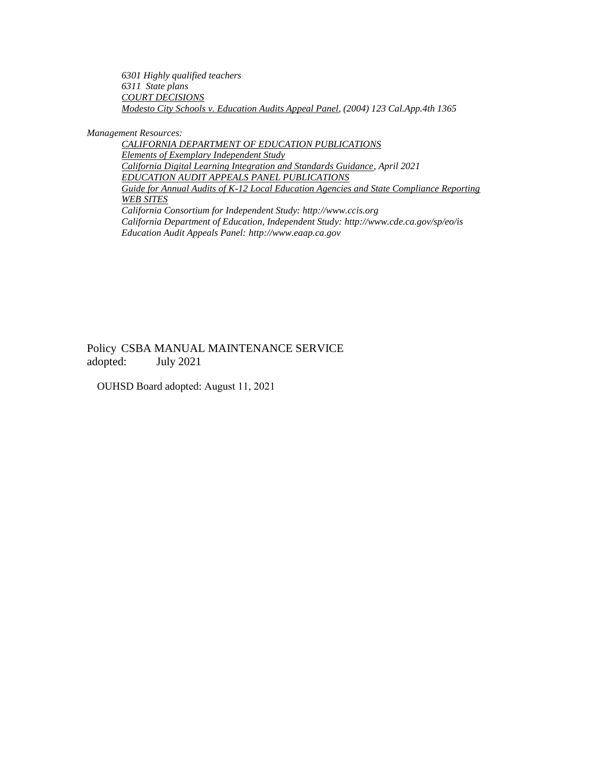*6301 Highly qualified teachers*
*6311 State plans*
*COURT DECISIONS*
*Modesto City Schools v. Education Audits Appeal Panel, (2004) 123 Cal.App.4th 1365*

*Management Resources:*

*CALIFORNIA DEPARTMENT OF EDUCATION PUBLICATIONS*
*Elements of Exemplary Independent Study*
*California Digital Learning Integration and Standards Guidance, April 2021*
*EDUCATION AUDIT APPEALS PANEL PUBLICATIONS*
*Guide for Annual Audits of K-12 Local Education Agencies and State Compliance Reporting*
*WEB SITES*
*California Consortium for Independent Study: http://www.ccis.org*
*California Department of Education, Independent Study: http://www.cde.ca.gov/sp/eo/is*
*Education Audit Appeals Panel: http://www.eaap.ca.gov*

Policy CSBA MANUAL MAINTENANCE SERVICE
adopted: July 2021

OUHSD Board adopted: August 11, 2021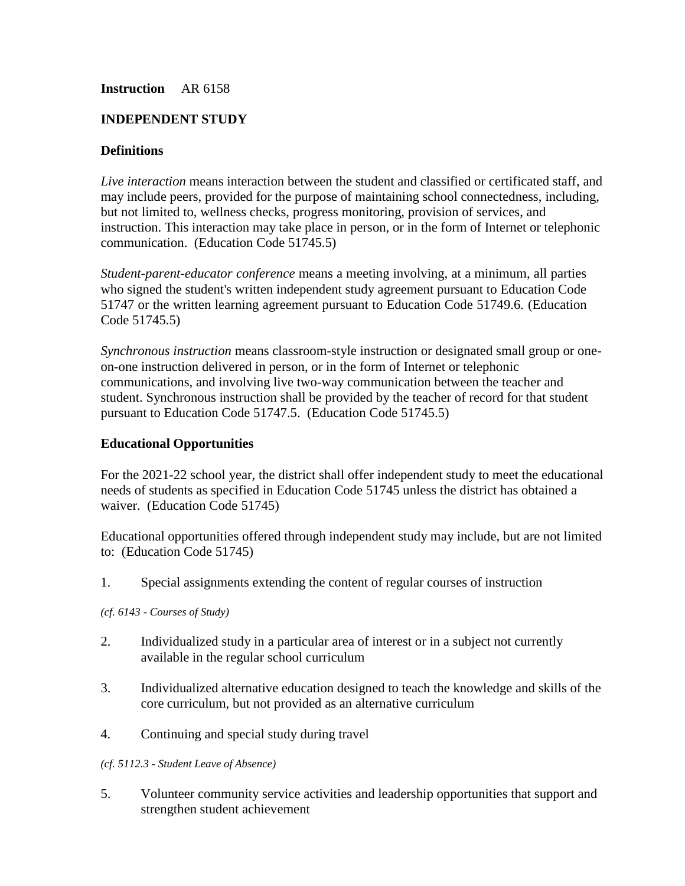**Instruction** AR 6158

**INDEPENDENT STUDY**

**Definitions**

*Live interaction* means interaction between the student and classified or certificated staff, and may include peers, provided for the purpose of maintaining school connectedness, including, but not limited to, wellness checks, progress monitoring, provision of services, and instruction. This interaction may take place in person, or in the form of Internet or telephonic communication. (Education Code 51745.5)

*Student-parent-educator conference* means a meeting involving, at a minimum, all parties who signed the student's written independent study agreement pursuant to Education Code 51747 or the written learning agreement pursuant to Education Code 51749.6. (Education Code 51745.5)

*Synchronous instruction* means classroom-style instruction or designated small group or one-on-one instruction delivered in person, or in the form of Internet or telephonic communications, and involving live two-way communication between the teacher and student. Synchronous instruction shall be provided by the teacher of record for that student pursuant to Education Code 51747.5. (Education Code 51745.5)

**Educational Opportunities**

For the 2021-22 school year, the district shall offer independent study to meet the educational needs of students as specified in Education Code 51745 unless the district has obtained a waiver. (Education Code 51745)

Educational opportunities offered through independent study may include, but are not limited to: (Education Code 51745)

1. Special assignments extending the content of regular courses of instruction

*(cf. 6143 - Courses of Study)*

2. Individualized study in a particular area of interest or in a subject not currently available in the regular school curriculum

3. Individualized alternative education designed to teach the knowledge and skills of the core curriculum, but not provided as an alternative curriculum

4. Continuing and special study during travel

*(cf. 5112.3 - Student Leave of Absence)*

5. Volunteer community service activities and leadership opportunities that support and strengthen student achievement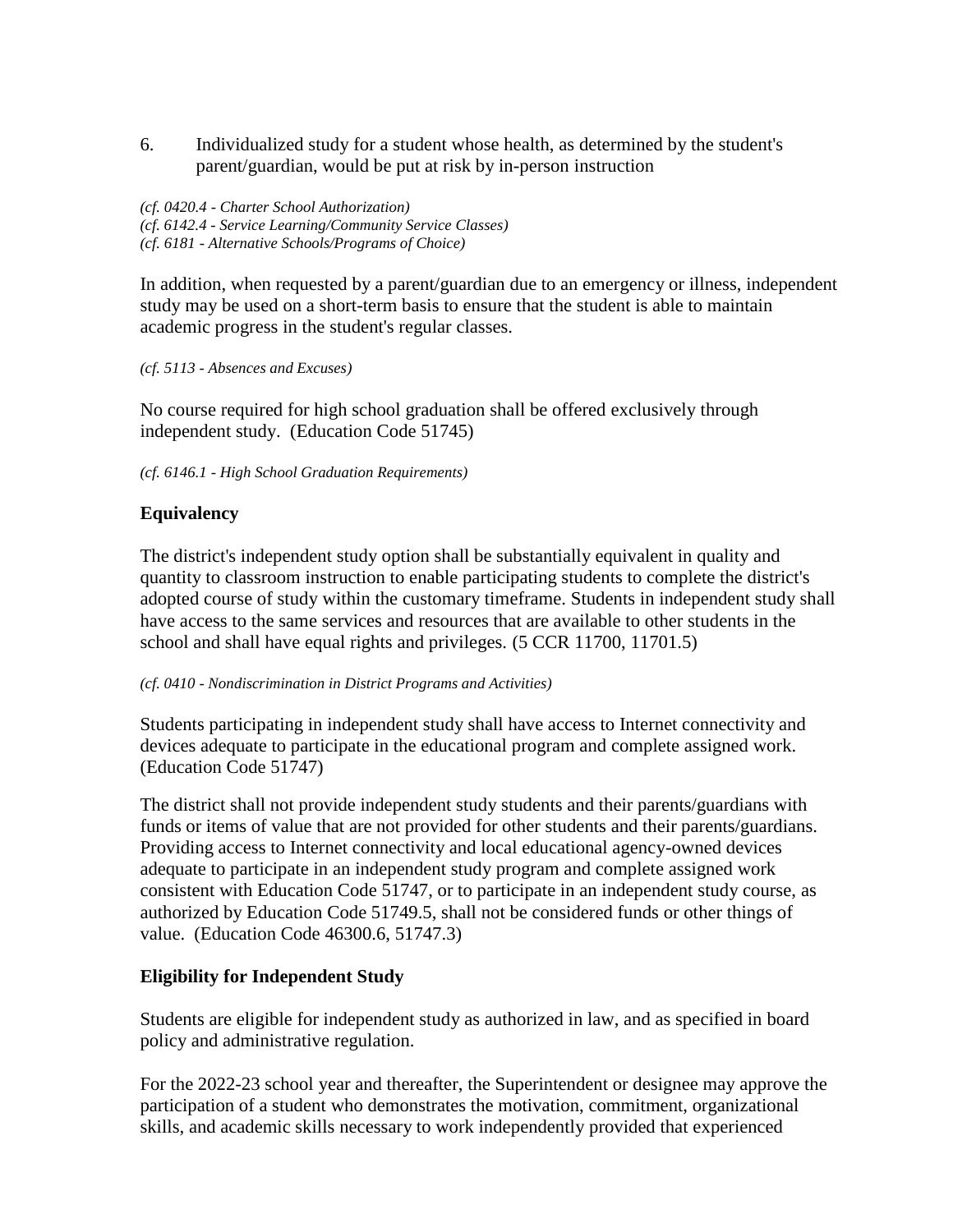6. Individualized study for a student whose health, as determined by the student's parent/guardian, would be put at risk by in-person instruction

*(cf. 0420.4 - Charter School Authorization)*
*(cf. 6142.4 - Service Learning/Community Service Classes)*
*(cf. 6181 - Alternative Schools/Programs of Choice)*

In addition, when requested by a parent/guardian due to an emergency or illness, independent study may be used on a short-term basis to ensure that the student is able to maintain academic progress in the student's regular classes.

*(cf. 5113 - Absences and Excuses)*

No course required for high school graduation shall be offered exclusively through independent study. (Education Code 51745)

*(cf. 6146.1 - High School Graduation Requirements)*

**Equivalency**

The district's independent study option shall be substantially equivalent in quality and quantity to classroom instruction to enable participating students to complete the district's adopted course of study within the customary timeframe. Students in independent study shall have access to the same services and resources that are available to other students in the school and shall have equal rights and privileges. (5 CCR 11700, 11701.5)

*(cf. 0410 - Nondiscrimination in District Programs and Activities)*

Students participating in independent study shall have access to Internet connectivity and devices adequate to participate in the educational program and complete assigned work. (Education Code 51747)

The district shall not provide independent study students and their parents/guardians with funds or items of value that are not provided for other students and their parents/guardians. Providing access to Internet connectivity and local educational agency-owned devices adequate to participate in an independent study program and complete assigned work consistent with Education Code 51747, or to participate in an independent study course, as authorized by Education Code 51749.5, shall not be considered funds or other things of value. (Education Code 46300.6, 51747.3)

**Eligibility for Independent Study**

Students are eligible for independent study as authorized in law, and as specified in board policy and administrative regulation.

For the 2022-23 school year and thereafter, the Superintendent or designee may approve the participation of a student who demonstrates the motivation, commitment, organizational skills, and academic skills necessary to work independently provided that experienced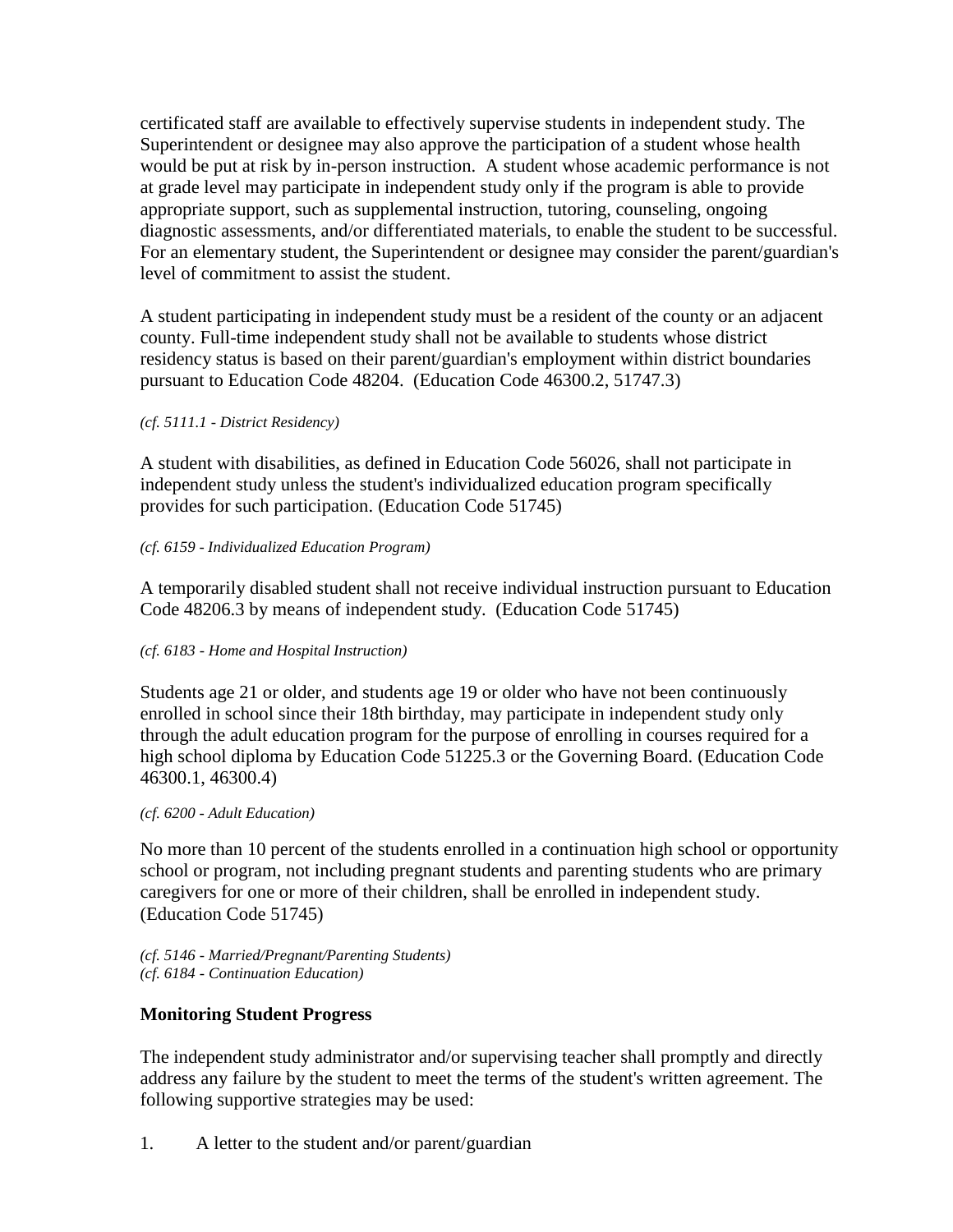certificated staff are available to effectively supervise students in independent study. The Superintendent or designee may also approve the participation of a student whose health would be put at risk by in-person instruction. A student whose academic performance is not at grade level may participate in independent study only if the program is able to provide appropriate support, such as supplemental instruction, tutoring, counseling, ongoing diagnostic assessments, and/or differentiated materials, to enable the student to be successful. For an elementary student, the Superintendent or designee may consider the parent/guardian's level of commitment to assist the student.

A student participating in independent study must be a resident of the county or an adjacent county. Full-time independent study shall not be available to students whose district residency status is based on their parent/guardian's employment within district boundaries pursuant to Education Code 48204. (Education Code 46300.2, 51747.3)

*(cf. 5111.1 - District Residency)*

A student with disabilities, as defined in Education Code 56026, shall not participate in independent study unless the student's individualized education program specifically provides for such participation. (Education Code 51745)

*(cf. 6159 - Individualized Education Program)*

A temporarily disabled student shall not receive individual instruction pursuant to Education Code 48206.3 by means of independent study. (Education Code 51745)

*(cf. 6183 - Home and Hospital Instruction)*

Students age 21 or older, and students age 19 or older who have not been continuously enrolled in school since their 18th birthday, may participate in independent study only through the adult education program for the purpose of enrolling in courses required for a high school diploma by Education Code 51225.3 or the Governing Board. (Education Code 46300.1, 46300.4)

*(cf. 6200 - Adult Education)*

No more than 10 percent of the students enrolled in a continuation high school or opportunity school or program, not including pregnant students and parenting students who are primary caregivers for one or more of their children, shall be enrolled in independent study. (Education Code 51745)

*(cf. 5146 - Married/Pregnant/Parenting Students)*
*(cf. 6184 - Continuation Education)*

**Monitoring Student Progress**

The independent study administrator and/or supervising teacher shall promptly and directly address any failure by the student to meet the terms of the student's written agreement. The following supportive strategies may be used:

1. A letter to the student and/or parent/guardian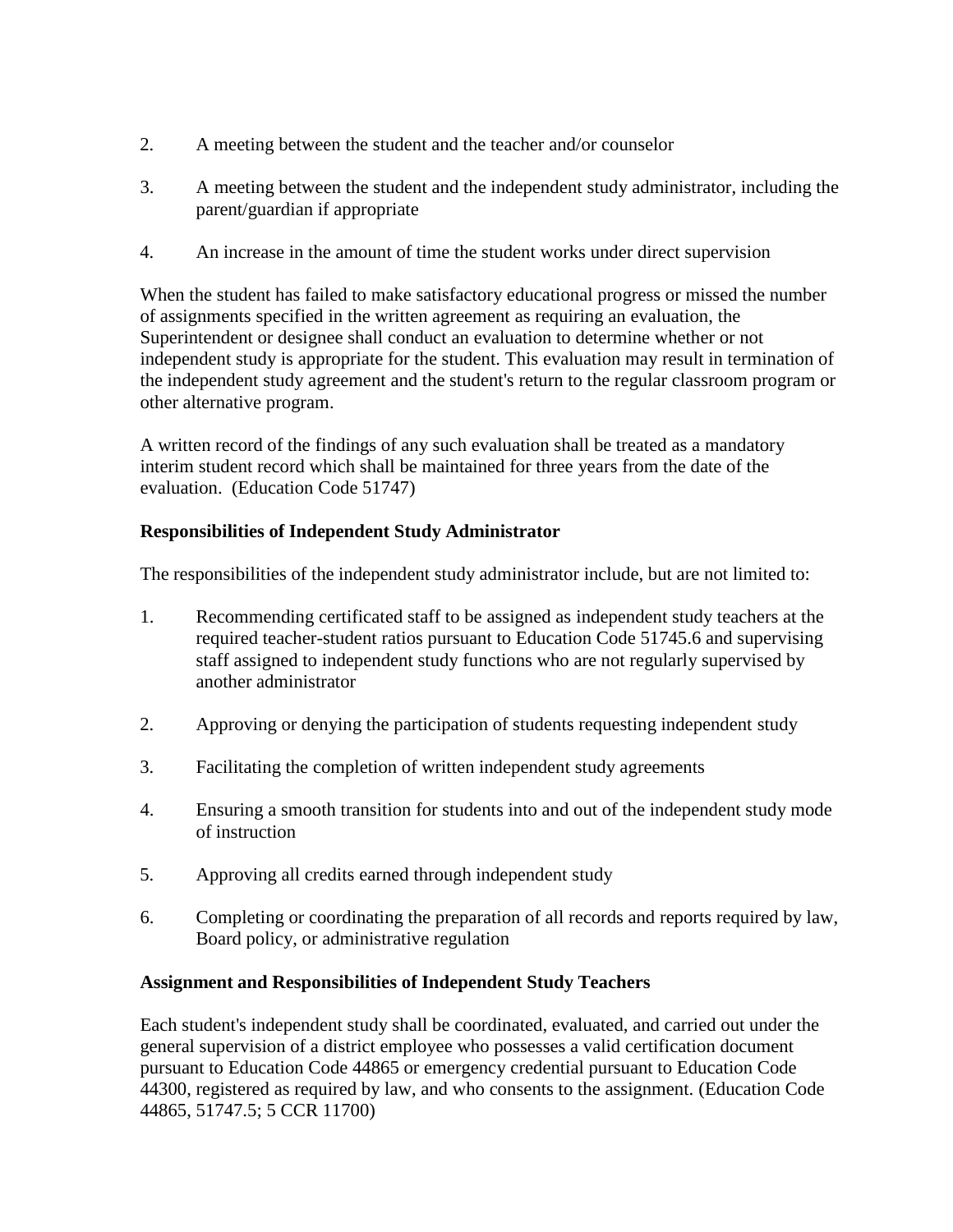2. A meeting between the student and the teacher and/or counselor

3. A meeting between the student and the independent study administrator, including the parent/guardian if appropriate

4. An increase in the amount of time the student works under direct supervision

When the student has failed to make satisfactory educational progress or missed the number of assignments specified in the written agreement as requiring an evaluation, the Superintendent or designee shall conduct an evaluation to determine whether or not independent study is appropriate for the student. This evaluation may result in termination of the independent study agreement and the student's return to the regular classroom program or other alternative program.

A written record of the findings of any such evaluation shall be treated as a mandatory interim student record which shall be maintained for three years from the date of the evaluation. (Education Code 51747)

**Responsibilities of Independent Study Administrator**

The responsibilities of the independent study administrator include, but are not limited to:

1. Recommending certificated staff to be assigned as independent study teachers at the required teacher-student ratios pursuant to Education Code 51745.6 and supervising staff assigned to independent study functions who are not regularly supervised by another administrator

2. Approving or denying the participation of students requesting independent study

3. Facilitating the completion of written independent study agreements

4. Ensuring a smooth transition for students into and out of the independent study mode of instruction

5. Approving all credits earned through independent study

6. Completing or coordinating the preparation of all records and reports required by law, Board policy, or administrative regulation

**Assignment and Responsibilities of Independent Study Teachers**

Each student's independent study shall be coordinated, evaluated, and carried out under the general supervision of a district employee who possesses a valid certification document pursuant to Education Code 44865 or emergency credential pursuant to Education Code 44300, registered as required by law, and who consents to the assignment. (Education Code 44865, 51747.5; 5 CCR 11700)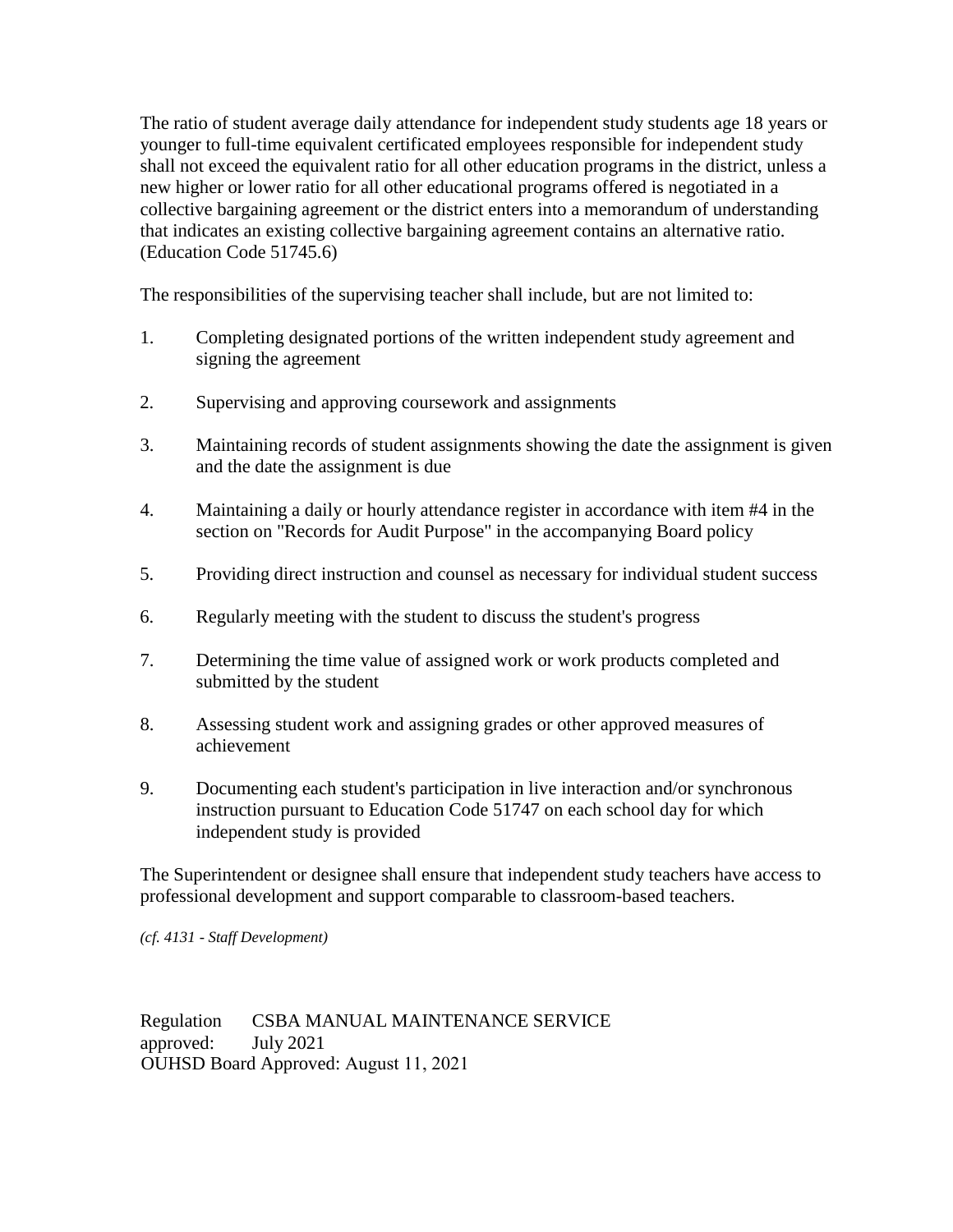The ratio of student average daily attendance for independent study students age 18 years or younger to full-time equivalent certificated employees responsible for independent study shall not exceed the equivalent ratio for all other education programs in the district, unless a new higher or lower ratio for all other educational programs offered is negotiated in a collective bargaining agreement or the district enters into a memorandum of understanding that indicates an existing collective bargaining agreement contains an alternative ratio. (Education Code 51745.6)

The responsibilities of the supervising teacher shall include, but are not limited to:

1. Completing designated portions of the written independent study agreement and signing the agreement

2. Supervising and approving coursework and assignments

3. Maintaining records of student assignments showing the date the assignment is given and the date the assignment is due

4. Maintaining a daily or hourly attendance register in accordance with item #4 in the section on "Records for Audit Purpose" in the accompanying Board policy

5. Providing direct instruction and counsel as necessary for individual student success

6. Regularly meeting with the student to discuss the student's progress

7. Determining the time value of assigned work or work products completed and submitted by the student

8. Assessing student work and assigning grades or other approved measures of achievement

9. Documenting each student's participation in live interaction and/or synchronous instruction pursuant to Education Code 51747 on each school day for which independent study is provided

The Superintendent or designee shall ensure that independent study teachers have access to professional development and support comparable to classroom-based teachers.

*(cf. 4131 - Staff Development)*

Regulation approved: CSBA MANUAL MAINTENANCE SERVICE July 2021
OUHSD Board Approved: August 11, 2021